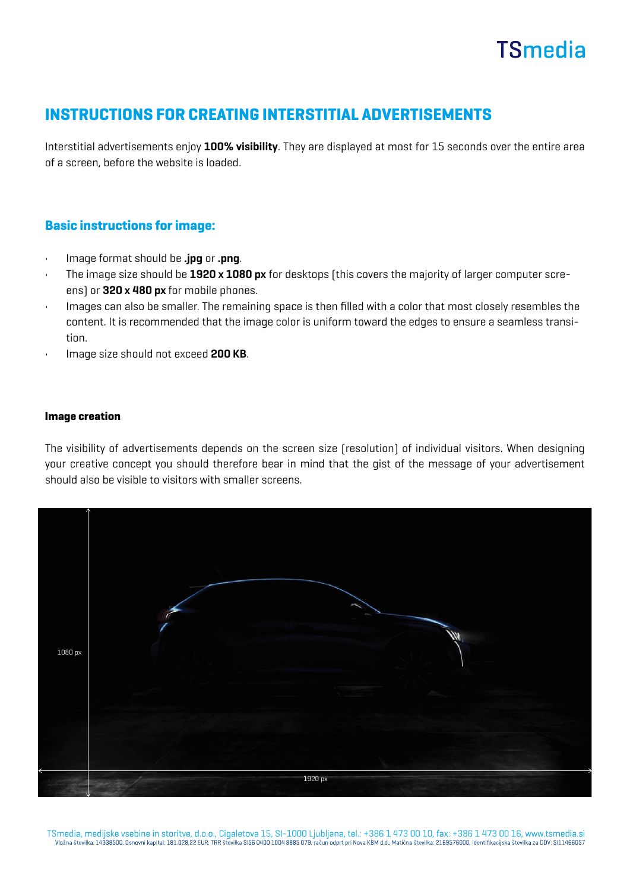# INSTRUCTIONS FOR CREATING INTERSTITIAL ADVERTISEMENTS

Interstitial advertisements enjoy **100% visibility**. They are displayed at most for 15 seconds over the entire area of a screen, before the website is loaded.

## Basic instructions for image:

- Image format should be **.jpg** or **.png**.
- The image size should be **1920 x 1080 px** for desktops (this covers the majority of larger computer screens) or **320 x 480 px** for mobile phones.
- Images can also be smaller. The remaining space is then filled with a color that most closely resembles the content. It is recommended that the image color is uniform toward the edges to ensure a seamless transition.
- Image size should not exceed **200 KB**.

### Image creation

The visibility of advertisements depends on the screen size (resolution) of individual visitors. When designing your creative concept you should therefore bear in mind that the gist of the message of your advertisement should also be visible to visitors with smaller screens.

1080 px

1920 px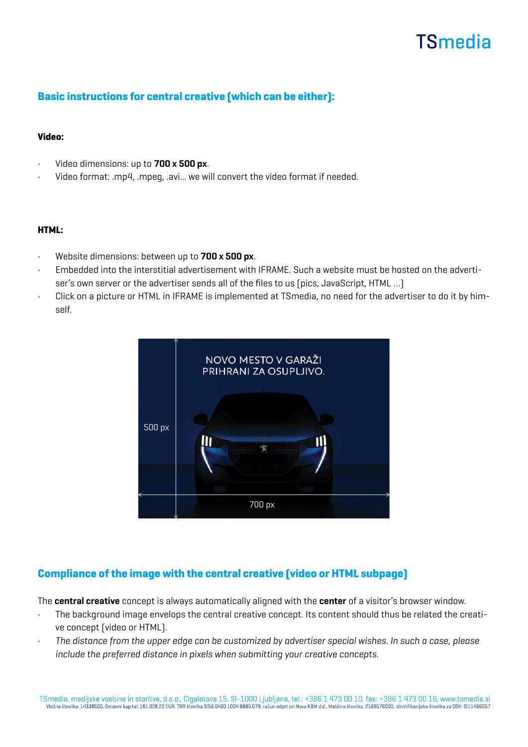## Basic instructions for central creative (which can be either):

**Video:**

- Video dimensions: up to **700 x 500 px**.
- Video format: .mp4, .mpeg, .avi... we will convert the video format if needed.

**HTML:**

- Website dimensions: between up to **700 x 500 px**.
- Embedded into the interstitial advertisement with IFRAME. Such a website must be hosted on the advertiser's own server or the advertiser sends all of the files to us (pics, JavaScript, HTML ...)
- Click on a picture or HTML in IFRAME is implemented at TSmedia, no need for the advertiser to do it by himself.

## Compliance of the image with the central creative (video or HTML subpage)

The **central creative** concept is always automatically aligned with the **center** of a visitor's browser window.

- The background image envelops the central creative concept. Its content should thus be related the creative concept (video or HTML).
- *The distance from the upper edge can be customized by advertiser special wishes. In such a case, please include the preferred distance in pixels when submitting your creative concepts.*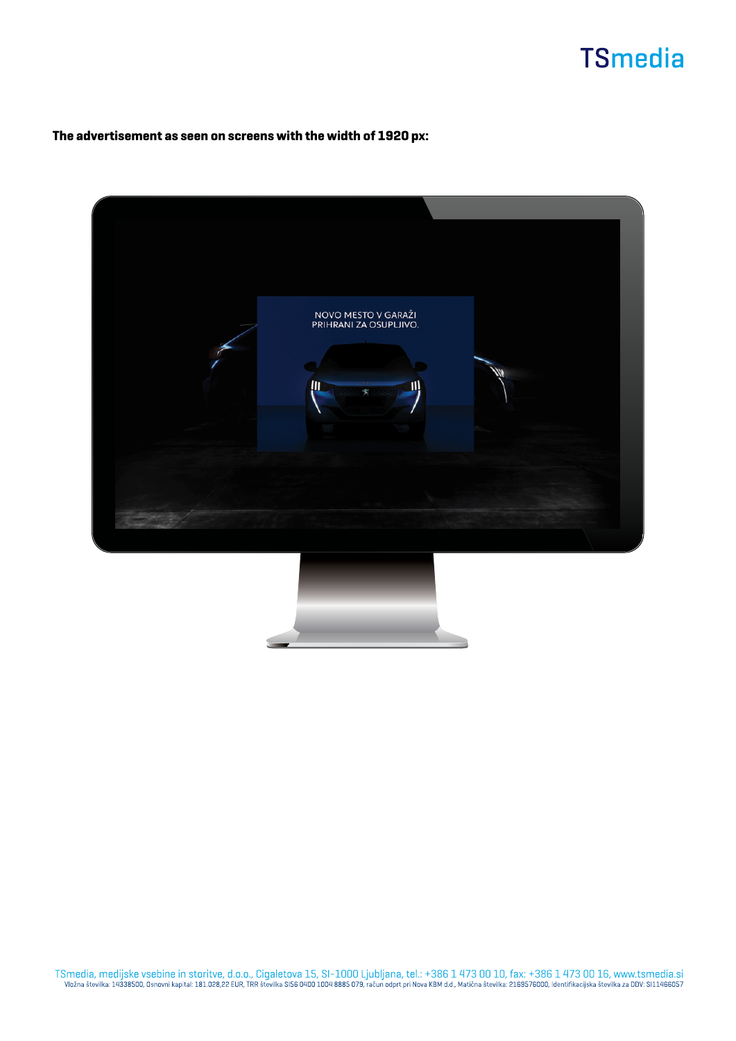**The advertisement as seen on screens with the width of 1920 px:**